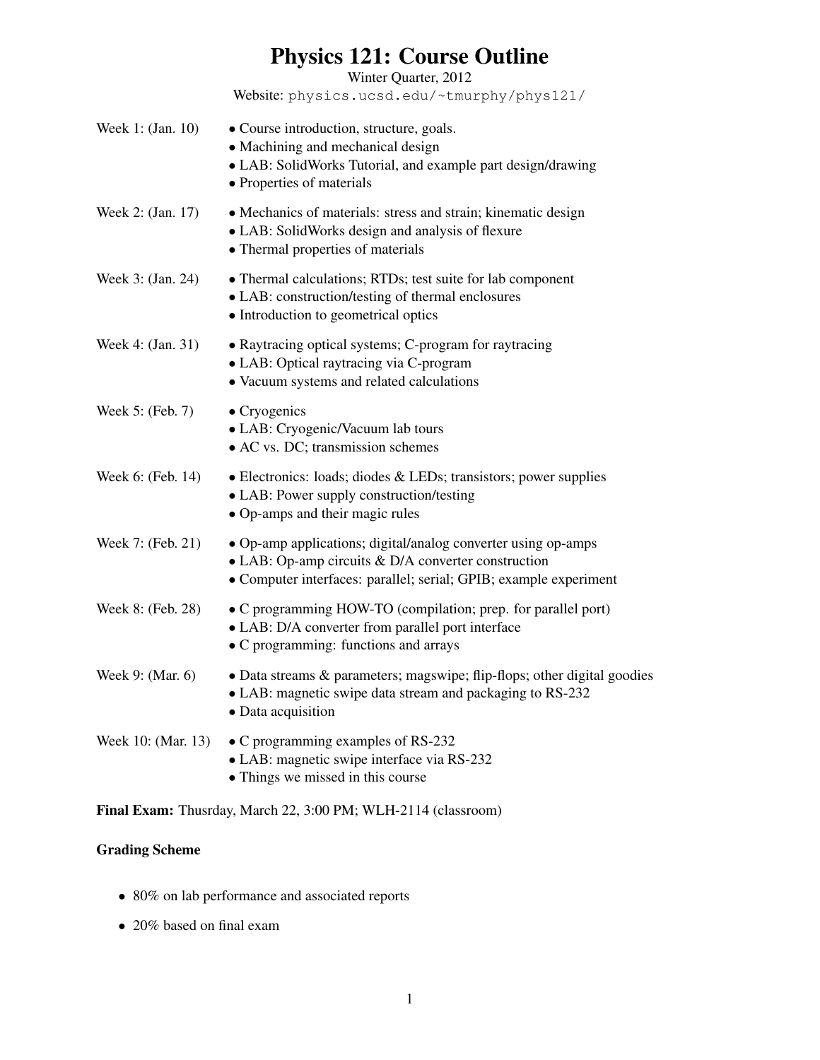# Physics 121: Course Outline

Winter Quarter, 2012

Website: physics.ucsd.edu/~tmurphy/phys121/

**Week 1: (Jan. 10)**
- Course introduction, structure, goals.
- Machining and mechanical design
- LAB: SolidWorks Tutorial, and example part design/drawing
- Properties of materials

**Week 2: (Jan. 17)**
- Mechanics of materials: stress and strain; kinematic design
- LAB: SolidWorks design and analysis of flexure
- Thermal properties of materials

**Week 3: (Jan. 24)**
- Thermal calculations; RTDs; test suite for lab component
- LAB: construction/testing of thermal enclosures
- Introduction to geometrical optics

**Week 4: (Jan. 31)**
- Raytracing optical systems; C-program for raytracing
- LAB: Optical raytracing via C-program
- Vacuum systems and related calculations

**Week 5: (Feb. 7)**
- Cryogenics
- LAB: Cryogenic/Vacuum lab tours
- AC vs. DC; transmission schemes

**Week 6: (Feb. 14)**
- Electronics: loads; diodes & LEDs; transistors; power supplies
- LAB: Power supply construction/testing
- Op-amps and their magic rules

**Week 7: (Feb. 21)**
- Op-amp applications; digital/analog converter using op-amps
- LAB: Op-amp circuits & D/A converter construction
- Computer interfaces: parallel; serial; GPIB; example experiment

**Week 8: (Feb. 28)**
- C programming HOW-TO (compilation; prep. for parallel port)
- LAB: D/A converter from parallel port interface
- C programming: functions and arrays

**Week 9: (Mar. 6)**
- Data streams & parameters; magswipe; flip-flops; other digital goodies
- LAB: magnetic swipe data stream and packaging to RS-232
- Data acquisition

**Week 10: (Mar. 13)**
- C programming examples of RS-232
- LAB: magnetic swipe interface via RS-232
- Things we missed in this course

**Final Exam:** Thusrday, March 22, 3:00 PM; WLH-2114 (classroom)

## Grading Scheme

- 80% on lab performance and associated reports
- 20% based on final exam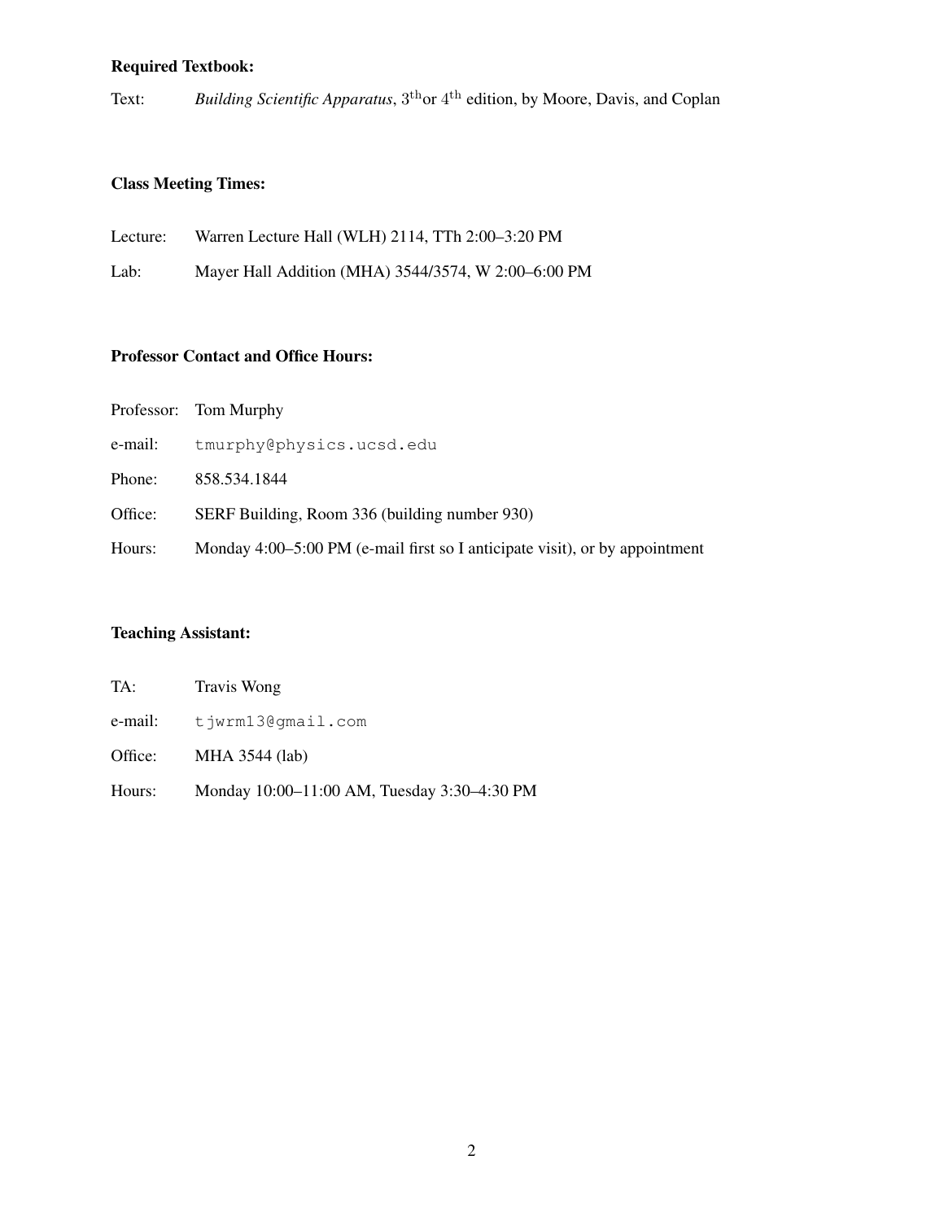**Required Textbook:**

Text: *Building Scientific Apparatus*, 3[th]or 4[th] edition, by Moore, Davis, and Coplan

**Class Meeting Times:**

Lecture: Warren Lecture Hall (WLH) 2114, TTh 2:00–3:20 PM

Lab: Mayer Hall Addition (MHA) 3544/3574, W 2:00–6:00 PM

**Professor Contact and Office Hours:**

Professor: Tom Murphy

e-mail: tmurphy@physics.ucsd.edu

Phone: 858.534.1844

Office: SERF Building, Room 336 (building number 930)

Hours: Monday 4:00–5:00 PM (e-mail first so I anticipate visit), or by appointment

**Teaching Assistant:**

TA: Travis Wong

e-mail: tjwrm13@gmail.com

Office: MHA 3544 (lab)

Hours: Monday 10:00–11:00 AM, Tuesday 3:30–4:30 PM